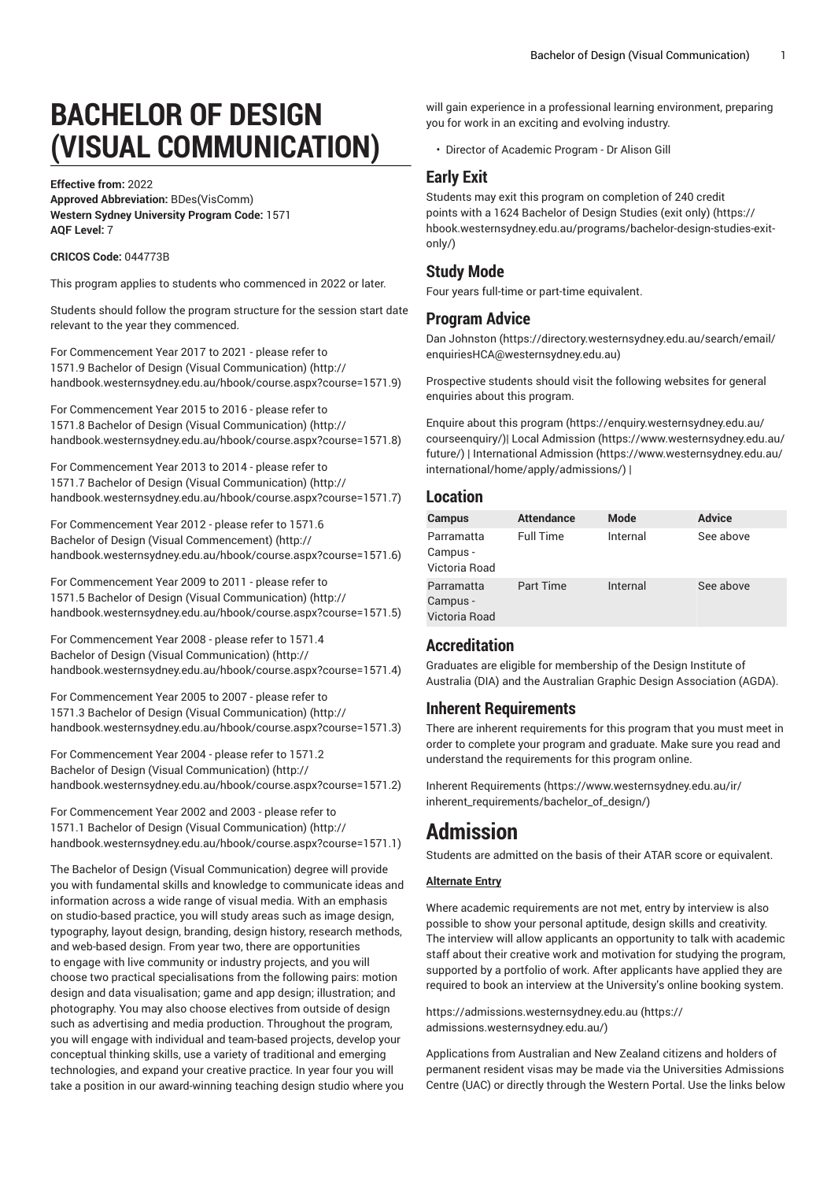# BACHELOR OF DESIGN (VISUAL COMMUNICATION)

**Effective from:** 2022
**Approved Abbreviation:** BDes(VisComm)
**Western Sydney University Program Code:** 1571
**AQF Level:** 7

**CRICOS Code:** 044773B

This program applies to students who commenced in 2022 or later.

Students should follow the program structure for the session start date relevant to the year they commenced.

For Commencement Year 2017 to 2021 - please refer to 1571.9 Bachelor of Design (Visual Communication) (http://handbook.westernsydney.edu.au/hbook/course.aspx?course=1571.9)

For Commencement Year 2015 to 2016 - please refer to 1571.8 Bachelor of Design (Visual Communication) (http://handbook.westernsydney.edu.au/hbook/course.aspx?course=1571.8)

For Commencement Year 2013 to 2014 - please refer to 1571.7 Bachelor of Design (Visual Communication) (http://handbook.westernsydney.edu.au/hbook/course.aspx?course=1571.7)

For Commencement Year 2012 - please refer to 1571.6 Bachelor of Design (Visual Commencement) (http://handbook.westernsydney.edu.au/hbook/course.aspx?course=1571.6)

For Commencement Year 2009 to 2011 - please refer to 1571.5 Bachelor of Design (Visual Communication) (http://handbook.westernsydney.edu.au/hbook/course.aspx?course=1571.5)

For Commencement Year 2008 - please refer to 1571.4 Bachelor of Design (Visual Communication) (http://handbook.westernsydney.edu.au/hbook/course.aspx?course=1571.4)

For Commencement Year 2005 to 2007 - please refer to 1571.3 Bachelor of Design (Visual Communication) (http://handbook.westernsydney.edu.au/hbook/course.aspx?course=1571.3)

For Commencement Year 2004 - please refer to 1571.2 Bachelor of Design (Visual Communication) (http://handbook.westernsydney.edu.au/hbook/course.aspx?course=1571.2)

For Commencement Year 2002 and 2003 - please refer to 1571.1 Bachelor of Design (Visual Communication) (http://handbook.westernsydney.edu.au/hbook/course.aspx?course=1571.1)

The Bachelor of Design (Visual Communication) degree will provide you with fundamental skills and knowledge to communicate ideas and information across a wide range of visual media. With an emphasis on studio-based practice, you will study areas such as image design, typography, layout design, branding, design history, research methods, and web-based design. From year two, there are opportunities to engage with live community or industry projects, and you will choose two practical specialisations from the following pairs: motion design and data visualisation; game and app design; illustration; and photography. You may also choose electives from outside of design such as advertising and media production. Throughout the program, you will engage with individual and team-based projects, develop your conceptual thinking skills, use a variety of traditional and emerging technologies, and expand your creative practice. In year four you will take a position in our award-winning teaching design studio where you will gain experience in a professional learning environment, preparing you for work in an exciting and evolving industry.

- Director of Academic Program - Dr Alison Gill

## Early Exit

Students may exit this program on completion of 240 credit points with a 1624 Bachelor of Design Studies (exit only) (https://hbook.westernsydney.edu.au/programs/bachelor-design-studies-exit-only/)

## Study Mode

Four years full-time or part-time equivalent.

## Program Advice

Dan Johnston (https://directory.westernsydney.edu.au/search/email/enquiriesHCA@westernsydney.edu.au)

Prospective students should visit the following websites for general enquiries about this program.

Enquire about this program (https://enquiry.westernsydney.edu.au/courseenquiry/)| Local Admission (https://www.westernsydney.edu.au/future/) | International Admission (https://www.westernsydney.edu.au/international/home/apply/admissions/) |

## Location

| Campus | Attendance | Mode | Advice |
| --- | --- | --- | --- |
| Parramatta Campus - Victoria Road | Full Time | Internal | See above |
| Parramatta Campus - Victoria Road | Part Time | Internal | See above |

## Accreditation

Graduates are eligible for membership of the Design Institute of Australia (DIA) and the Australian Graphic Design Association (AGDA).

## Inherent Requirements

There are inherent requirements for this program that you must meet in order to complete your program and graduate. Make sure you read and understand the requirements for this program online.

Inherent Requirements (https://www.westernsydney.edu.au/ir/inherent_requirements/bachelor_of_design/)

# Admission

Students are admitted on the basis of their ATAR score or equivalent.

**Alternate Entry**

Where academic requirements are not met, entry by interview is also possible to show your personal aptitude, design skills and creativity. The interview will allow applicants an opportunity to talk with academic staff about their creative work and motivation for studying the program, supported by a portfolio of work. After applicants have applied they are required to book an interview at the University's online booking system.

https://admissions.westernsydney.edu.au (https://admissions.westernsydney.edu.au/)

Applications from Australian and New Zealand citizens and holders of permanent resident visas may be made via the Universities Admissions Centre (UAC) or directly through the Western Portal. Use the links below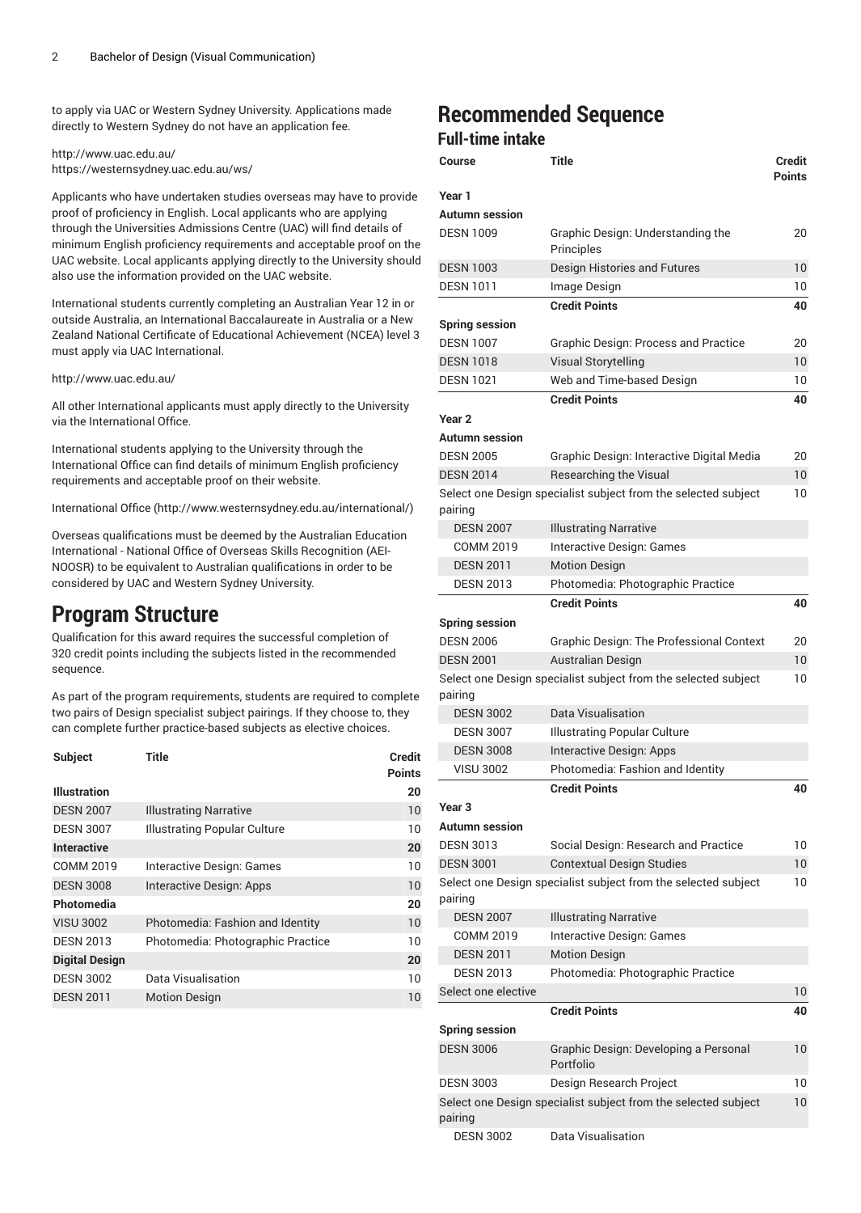to apply via UAC or Western Sydney University. Applications made directly to Western Sydney do not have an application fee.

http://www.uac.edu.au/
https://westernsydney.uac.edu.au/ws/

Applicants who have undertaken studies overseas may have to provide proof of proficiency in English. Local applicants who are applying through the Universities Admissions Centre (UAC) will find details of minimum English proficiency requirements and acceptable proof on the UAC website. Local applicants applying directly to the University should also use the information provided on the UAC website.

International students currently completing an Australian Year 12 in or outside Australia, an International Baccalaureate in Australia or a New Zealand National Certificate of Educational Achievement (NCEA) level 3 must apply via UAC International.

http://www.uac.edu.au/

All other International applicants must apply directly to the University via the International Office.

International students applying to the University through the International Office can find details of minimum English proficiency requirements and acceptable proof on their website.

International Office (http://www.westernsydney.edu.au/international/)

Overseas qualifications must be deemed by the Australian Education International - National Office of Overseas Skills Recognition (AEI-NOOSR) to be equivalent to Australian qualifications in order to be considered by UAC and Western Sydney University.

# Program Structure

Qualification for this award requires the successful completion of 320 credit points including the subjects listed in the recommended sequence.

As part of the program requirements, students are required to complete two pairs of Design specialist subject pairings. If they choose to, they can complete further practice-based subjects as elective choices.

| Subject | Title | Credit Points |
|---|---|---|
| **Illustration** | | **20** |
| DESN 2007 | Illustrating Narrative | 10 |
| DESN 3007 | Illustrating Popular Culture | 10 |
| **Interactive** | | **20** |
| COMM 2019 | Interactive Design: Games | 10 |
| DESN 3008 | Interactive Design: Apps | 10 |
| **Photomedia** | | **20** |
| VISU 3002 | Photomedia: Fashion and Identity | 10 |
| DESN 2013 | Photomedia: Photographic Practice | 10 |
| **Digital Design** | | **20** |
| DESN 3002 | Data Visualisation | 10 |
| DESN 2011 | Motion Design | 10 |

# Recommended Sequence

## Full-time intake

| Course | Title | Credit Points |
|---|---|---|
| **Year 1** | | |
| **Autumn session** | | |
| DESN 1009 | Graphic Design: Understanding the Principles | 20 |
| DESN 1003 | Design Histories and Futures | 10 |
| DESN 1011 | Image Design | 10 |
| | **Credit Points** | **40** |
| **Spring session** | | |
| DESN 1007 | Graphic Design: Process and Practice | 20 |
| DESN 1018 | Visual Storytelling | 10 |
| DESN 1021 | Web and Time-based Design | 10 |
| | **Credit Points** | **40** |
| **Year 2** | | |
| **Autumn session** | | |
| DESN 2005 | Graphic Design: Interactive Digital Media | 20 |
| DESN 2014 | Researching the Visual | 10 |
| Select one Design specialist subject from the selected subject pairing | | 10 |
| DESN 2007 | Illustrating Narrative | |
| COMM 2019 | Interactive Design: Games | |
| DESN 2011 | Motion Design | |
| DESN 2013 | Photomedia: Photographic Practice | |
| | **Credit Points** | **40** |
| **Spring session** | | |
| DESN 2006 | Graphic Design: The Professional Context | 20 |
| DESN 2001 | Australian Design | 10 |
| Select one Design specialist subject from the selected subject pairing | | 10 |
| DESN 3002 | Data Visualisation | |
| DESN 3007 | Illustrating Popular Culture | |
| DESN 3008 | Interactive Design: Apps | |
| VISU 3002 | Photomedia: Fashion and Identity | |
| | **Credit Points** | **40** |
| **Year 3** | | |
| **Autumn session** | | |
| DESN 3013 | Social Design: Research and Practice | 10 |
| DESN 3001 | Contextual Design Studies | 10 |
| Select one Design specialist subject from the selected subject pairing | | 10 |
| DESN 2007 | Illustrating Narrative | |
| COMM 2019 | Interactive Design: Games | |
| DESN 2011 | Motion Design | |
| DESN 2013 | Photomedia: Photographic Practice | |
| Select one elective | | 10 |
| | **Credit Points** | **40** |
| **Spring session** | | |
| DESN 3006 | Graphic Design: Developing a Personal Portfolio | 10 |
| DESN 3003 | Design Research Project | 10 |
| Select one Design specialist subject from the selected subject pairing | | 10 |
| DESN 3002 | Data Visualisation | |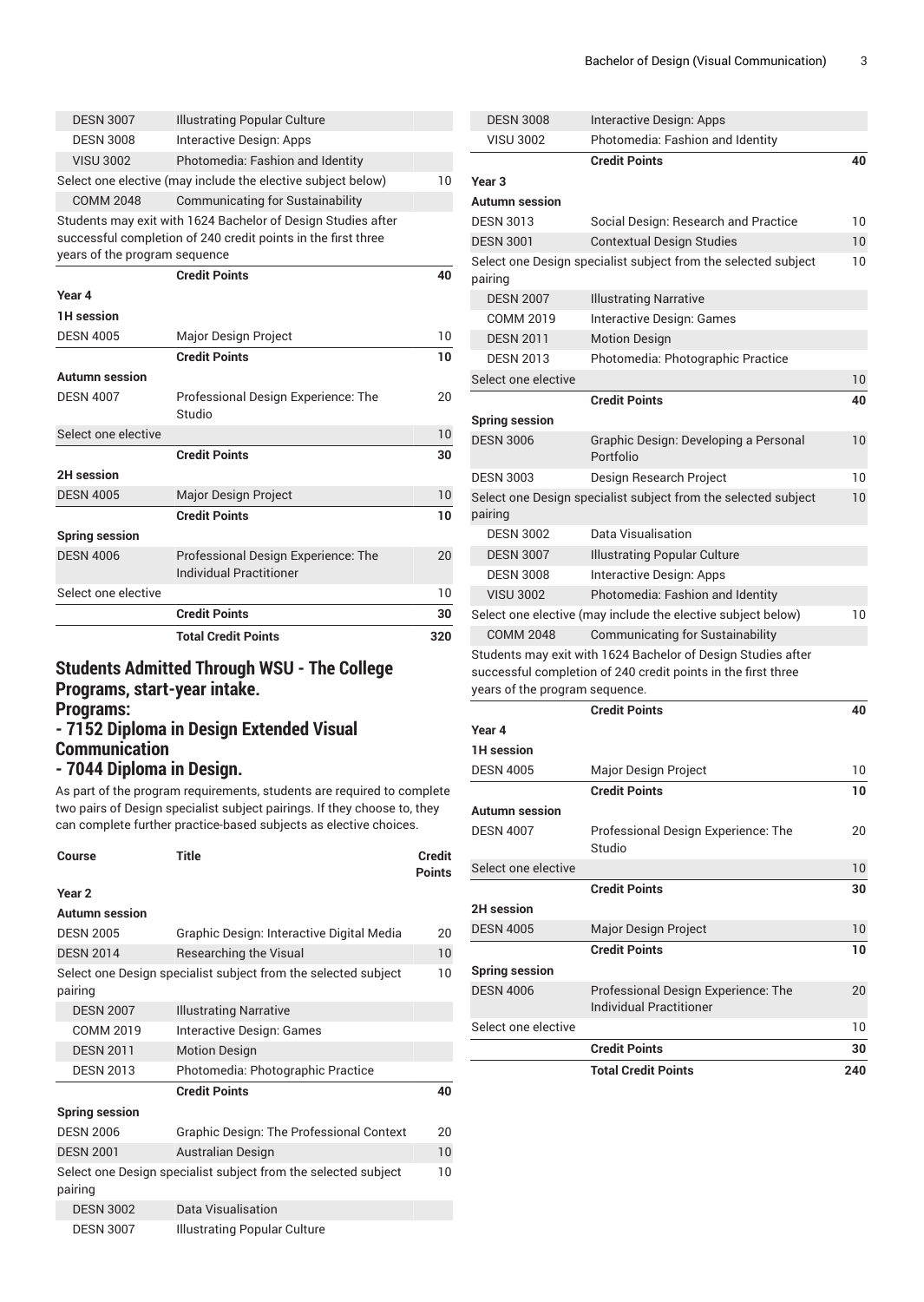| Course | Title | Credit Points |
|---|---|---|
| DESN 3007 | Illustrating Popular Culture | |
| DESN 3008 | Interactive Design: Apps | |
| VISU 3002 | Photomedia: Fashion and Identity | |
| Select one elective (may include the elective subject below) | | 10 |
| COMM 2048 | Communicating for Sustainability | |
| Students may exit with 1624 Bachelor of Design Studies after successful completion of 240 credit points in the first three years of the program sequence | | |
| | **Credit Points** | **40** |
| **Year 4** | | |
| **1H session** | | |
| DESN 4005 | Major Design Project | 10 |
| | **Credit Points** | **10** |
| **Autumn session** | | |
| DESN 4007 | Professional Design Experience: The Studio | 20 |
| Select one elective | | 10 |
| | **Credit Points** | **30** |
| **2H session** | | |
| DESN 4005 | Major Design Project | 10 |
| | **Credit Points** | **10** |
| **Spring session** | | |
| DESN 4006 | Professional Design Experience: The Individual Practitioner | 20 |
| Select one elective | | 10 |
| | **Credit Points** | **30** |
| | **Total Credit Points** | **320** |

## Students Admitted Through WSU - The College Programs, start-year intake.

## Programs:

## - 7152 Diploma in Design Extended Visual Communication

## - 7044 Diploma in Design.

As part of the program requirements, students are required to complete two pairs of Design specialist subject pairings. If they choose to, they can complete further practice-based subjects as elective choices.

| Course | Title | Credit Points |
|---|---|---|
| **Year 2** | | |
| **Autumn session** | | |
| DESN 2005 | Graphic Design: Interactive Digital Media | 20 |
| DESN 2014 | Researching the Visual | 10 |
| Select one Design specialist subject from the selected subject pairing | | 10 |
| DESN 2007 | Illustrating Narrative | |
| COMM 2019 | Interactive Design: Games | |
| DESN 2011 | Motion Design | |
| DESN 2013 | Photomedia: Photographic Practice | |
| | **Credit Points** | **40** |
| **Spring session** | | |
| DESN 2006 | Graphic Design: The Professional Context | 20 |
| DESN 2001 | Australian Design | 10 |
| Select one Design specialist subject from the selected subject pairing | | 10 |
| DESN 3002 | Data Visualisation | |
| DESN 3007 | Illustrating Popular Culture | |
| DESN 3008 | Interactive Design: Apps | |
| VISU 3002 | Photomedia: Fashion and Identity | |
| | **Credit Points** | **40** |
| **Year 3** | | |
| **Autumn session** | | |
| DESN 3013 | Social Design: Research and Practice | 10 |
| DESN 3001 | Contextual Design Studies | 10 |
| Select one Design specialist subject from the selected subject pairing | | 10 |
| DESN 2007 | Illustrating Narrative | |
| COMM 2019 | Interactive Design: Games | |
| DESN 2011 | Motion Design | |
| DESN 2013 | Photomedia: Photographic Practice | |
| Select one elective | | 10 |
| | **Credit Points** | **40** |
| **Spring session** | | |
| DESN 3006 | Graphic Design: Developing a Personal Portfolio | 10 |
| DESN 3003 | Design Research Project | 10 |
| Select one Design specialist subject from the selected subject pairing | | 10 |
| DESN 3002 | Data Visualisation | |
| DESN 3007 | Illustrating Popular Culture | |
| DESN 3008 | Interactive Design: Apps | |
| VISU 3002 | Photomedia: Fashion and Identity | |
| Select one elective (may include the elective subject below) | | 10 |
| COMM 2048 | Communicating for Sustainability | |
| Students may exit with 1624 Bachelor of Design Studies after successful completion of 240 credit points in the first three years of the program sequence. | | |
| | **Credit Points** | **40** |
| **Year 4** | | |
| **1H session** | | |
| DESN 4005 | Major Design Project | 10 |
| | **Credit Points** | **10** |
| **Autumn session** | | |
| DESN 4007 | Professional Design Experience: The Studio | 20 |
| Select one elective | | 10 |
| | **Credit Points** | **30** |
| **2H session** | | |
| DESN 4005 | Major Design Project | 10 |
| | **Credit Points** | **10** |
| **Spring session** | | |
| DESN 4006 | Professional Design Experience: The Individual Practitioner | 20 |
| Select one elective | | 10 |
| | **Credit Points** | **30** |
| | **Total Credit Points** | **240** |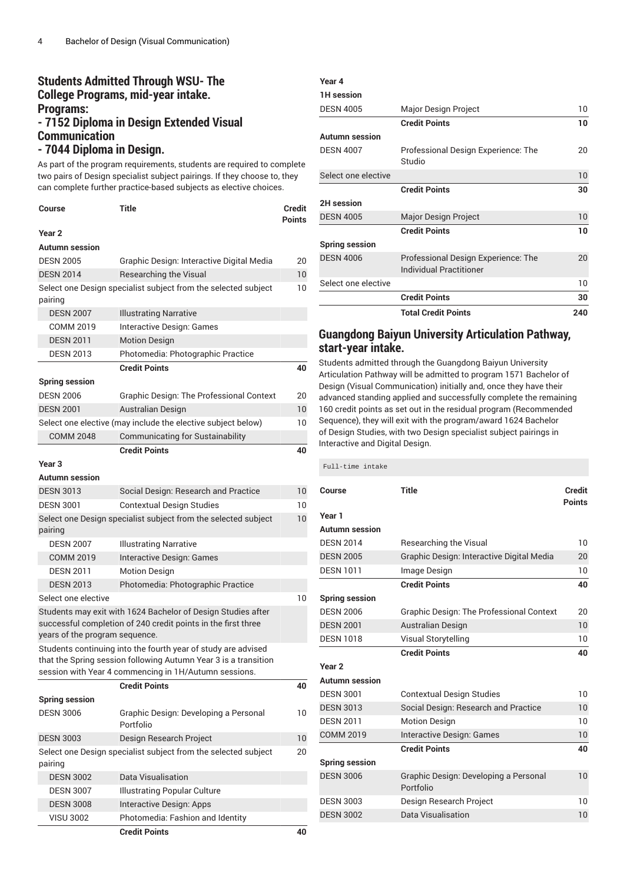## Students Admitted Through WSU- The College Programs, mid-year intake. Programs:
## - 7152 Diploma in Design Extended Visual Communication
## - 7044 Diploma in Design.

As part of the program requirements, students are required to complete two pairs of Design specialist subject pairings. If they choose to, they can complete further practice-based subjects as elective choices.

| Course | Title | Credit Points |
|---|---|---|
| **Year 2** | | |
| **Autumn session** | | |
| DESN 2005 | Graphic Design: Interactive Digital Media | 20 |
| DESN 2014 | Researching the Visual | 10 |
| Select one Design specialist subject from the selected subject pairing | | 10 |
| DESN 2007 | Illustrating Narrative | |
| COMM 2019 | Interactive Design: Games | |
| DESN 2011 | Motion Design | |
| DESN 2013 | Photomedia: Photographic Practice | |
| | **Credit Points** | **40** |
| **Spring session** | | |
| DESN 2006 | Graphic Design: The Professional Context | 20 |
| DESN 2001 | Australian Design | 10 |
| Select one elective (may include the elective subject below) | | 10 |
| COMM 2048 | Communicating for Sustainability | |
| | **Credit Points** | **40** |
| **Year 3** | | |
| **Autumn session** | | |
| DESN 3013 | Social Design: Research and Practice | 10 |
| DESN 3001 | Contextual Design Studies | 10 |
| Select one Design specialist subject from the selected subject pairing | | 10 |
| DESN 2007 | Illustrating Narrative | |
| COMM 2019 | Interactive Design: Games | |
| DESN 2011 | Motion Design | |
| DESN 2013 | Photomedia: Photographic Practice | |
| Select one elective | | 10 |
| Students may exit with 1624 Bachelor of Design Studies after successful completion of 240 credit points in the first three years of the program sequence. | | |
| Students continuing into the fourth year of study are advised that the Spring session following Autumn Year 3 is a transition session with Year 4 commencing in 1H/Autumn sessions. | | |
| | **Credit Points** | **40** |
| **Spring session** | | |
| DESN 3006 | Graphic Design: Developing a Personal Portfolio | 10 |
| DESN 3003 | Design Research Project | 10 |
| Select one Design specialist subject from the selected subject pairing | | 20 |
| DESN 3002 | Data Visualisation | |
| DESN 3007 | Illustrating Popular Culture | |
| DESN 3008 | Interactive Design: Apps | |
| VISU 3002 | Photomedia: Fashion and Identity | |
| | **Credit Points** | **40** |
| **Year 4** | | |
| **1H session** | | |
| DESN 4005 | Major Design Project | 10 |
| | **Credit Points** | **10** |
| **Autumn session** | | |
| DESN 4007 | Professional Design Experience: The Studio | 20 |
| Select one elective | | 10 |
| | **Credit Points** | **30** |
| **2H session** | | |
| DESN 4005 | Major Design Project | 10 |
| | **Credit Points** | **10** |
| **Spring session** | | |
| DESN 4006 | Professional Design Experience: The Individual Practitioner | 20 |
| Select one elective | | 10 |
| | **Credit Points** | **30** |
| | **Total Credit Points** | **240** |

## Guangdong Baiyun University Articulation Pathway, start-year intake.

Students admitted through the Guangdong Baiyun University Articulation Pathway will be admitted to program 1571 Bachelor of Design (Visual Communication) initially and, once they have their advanced standing applied and successfully complete the remaining 160 credit points as set out in the residual program (Recommended Sequence), they will exit with the program/award 1624 Bachelor of Design Studies, with two Design specialist subject pairings in Interactive and Digital Design.

```
Full-time intake
```

| Course | Title | Credit Points |
|---|---|---|
| **Year 1** | | |
| **Autumn session** | | |
| DESN 2014 | Researching the Visual | 10 |
| DESN 2005 | Graphic Design: Interactive Digital Media | 20 |
| DESN 1011 | Image Design | 10 |
| | **Credit Points** | **40** |
| **Spring session** | | |
| DESN 2006 | Graphic Design: The Professional Context | 20 |
| DESN 2001 | Australian Design | 10 |
| DESN 1018 | Visual Storytelling | 10 |
| | **Credit Points** | **40** |
| **Year 2** | | |
| **Autumn session** | | |
| DESN 3001 | Contextual Design Studies | 10 |
| DESN 3013 | Social Design: Research and Practice | 10 |
| DESN 2011 | Motion Design | 10 |
| COMM 2019 | Interactive Design: Games | 10 |
| | **Credit Points** | **40** |
| **Spring session** | | |
| DESN 3006 | Graphic Design: Developing a Personal Portfolio | 10 |
| DESN 3003 | Design Research Project | 10 |
| DESN 3002 | Data Visualisation | 10 |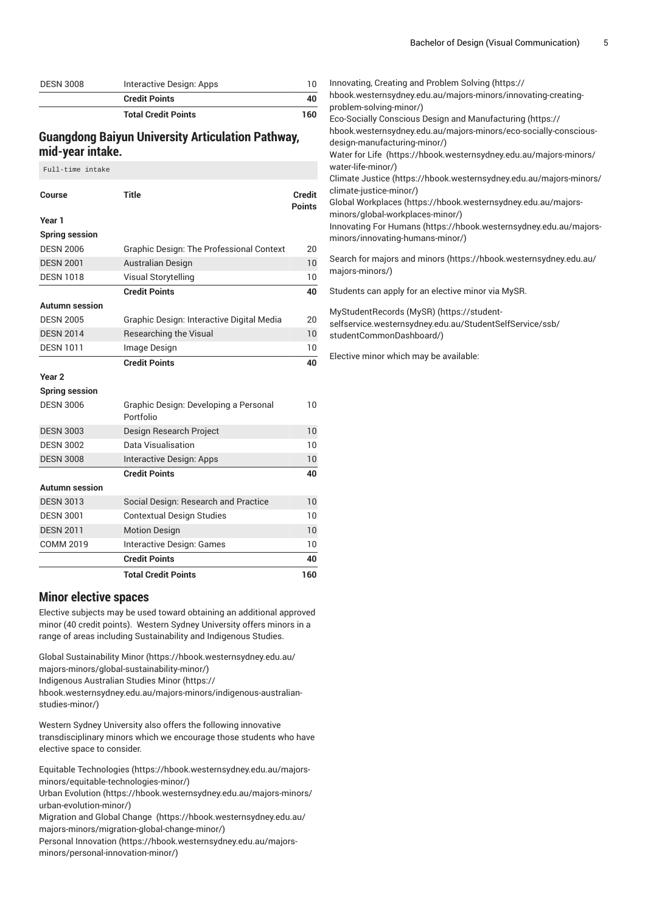| | | |
|---|---|---|
| DESN 3008 | Interactive Design: Apps | 10 |
| | **Credit Points** | **40** |
| | **Total Credit Points** | **160** |

## Guangdong Baiyun University Articulation Pathway, mid-year intake.

```
Full-time intake
```

| Course | Title | Credit Points |
|---|---|---|
| **Year 1** | | |
| **Spring session** | | |
| DESN 2006 | Graphic Design: The Professional Context | 20 |
| DESN 2001 | Australian Design | 10 |
| DESN 1018 | Visual Storytelling | 10 |
| | **Credit Points** | **40** |
| **Autumn session** | | |
| DESN 2005 | Graphic Design: Interactive Digital Media | 20 |
| DESN 2014 | Researching the Visual | 10 |
| DESN 1011 | Image Design | 10 |
| | **Credit Points** | **40** |
| **Year 2** | | |
| **Spring session** | | |
| DESN 3006 | Graphic Design: Developing a Personal Portfolio | 10 |
| DESN 3003 | Design Research Project | 10 |
| DESN 3002 | Data Visualisation | 10 |
| DESN 3008 | Interactive Design: Apps | 10 |
| | **Credit Points** | **40** |
| **Autumn session** | | |
| DESN 3013 | Social Design: Research and Practice | 10 |
| DESN 3001 | Contextual Design Studies | 10 |
| DESN 2011 | Motion Design | 10 |
| COMM 2019 | Interactive Design: Games | 10 |
| | **Credit Points** | **40** |
| | **Total Credit Points** | **160** |

## Minor elective spaces

Elective subjects may be used toward obtaining an additional approved minor (40 credit points). Western Sydney University offers minors in a range of areas including Sustainability and Indigenous Studies.

Global Sustainability Minor (https://hbook.westernsydney.edu.au/majors-minors/global-sustainability-minor/)
Indigenous Australian Studies Minor (https://hbook.westernsydney.edu.au/majors-minors/indigenous-australian-studies-minor/)

Western Sydney University also offers the following innovative transdisciplinary minors which we encourage those students who have elective space to consider.

Equitable Technologies (https://hbook.westernsydney.edu.au/majors-minors/equitable-technologies-minor/)
Urban Evolution (https://hbook.westernsydney.edu.au/majors-minors/urban-evolution-minor/)
Migration and Global Change (https://hbook.westernsydney.edu.au/majors-minors/migration-global-change-minor/)
Personal Innovation (https://hbook.westernsydney.edu.au/majors-minors/personal-innovation-minor/)
Innovating, Creating and Problem Solving (https://hbook.westernsydney.edu.au/majors-minors/innovating-creating-problem-solving-minor/)
Eco-Socially Conscious Design and Manufacturing (https://hbook.westernsydney.edu.au/majors-minors/eco-socially-conscious-design-manufacturing-minor/)
Water for Life (https://hbook.westernsydney.edu.au/majors-minors/water-life-minor/)
Climate Justice (https://hbook.westernsydney.edu.au/majors-minors/climate-justice-minor/)
Global Workplaces (https://hbook.westernsydney.edu.au/majors-minors/global-workplaces-minor/)
Innovating For Humans (https://hbook.westernsydney.edu.au/majors-minors/innovating-humans-minor/)

Search for majors and minors (https://hbook.westernsydney.edu.au/majors-minors/)

Students can apply for an elective minor via MySR.

MyStudentRecords (MySR) (https://student-selfservice.westernsydney.edu.au/StudentSelfService/ssb/studentCommonDashboard/)

Elective minor which may be available: